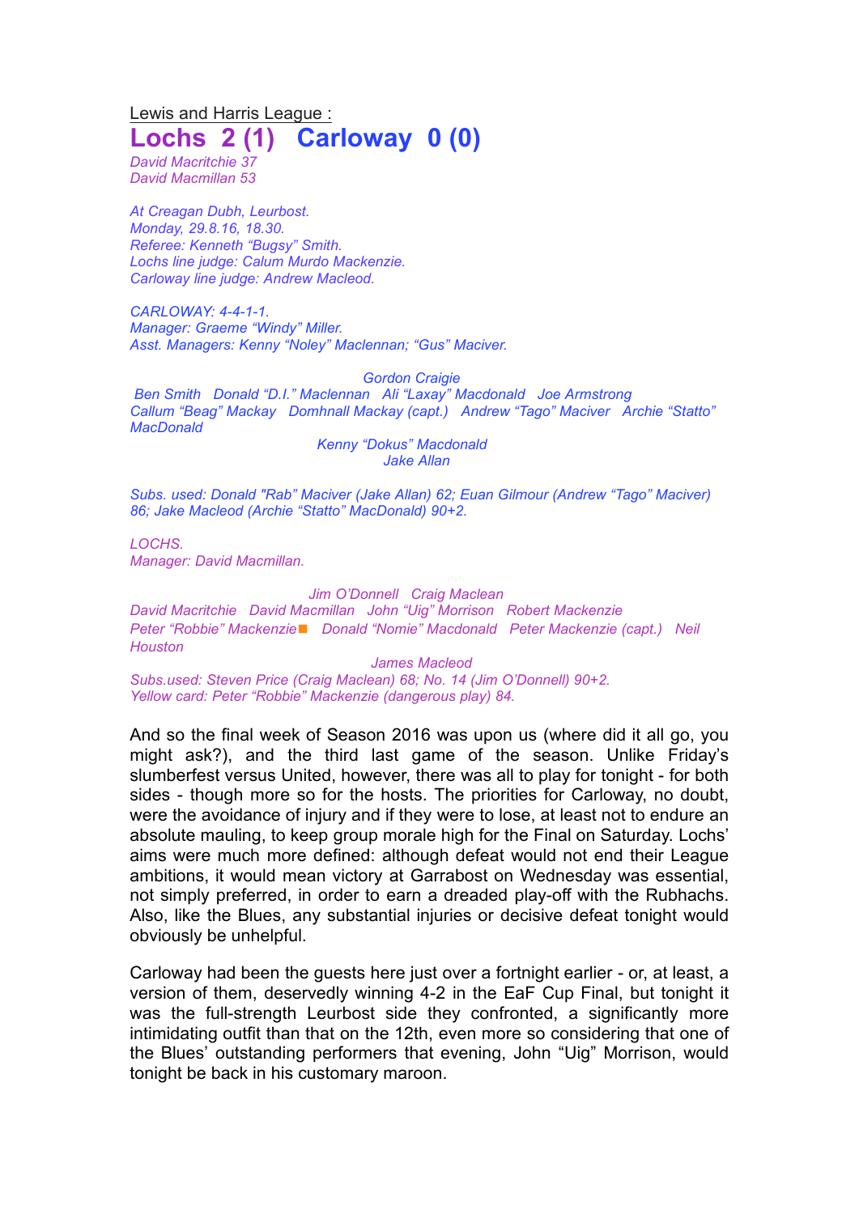Lewis and Harris League :

# Lochs 2 (1) Carloway 0 (0)

*David Macritchie 37*
*David Macmillan 53*

*At Creagan Dubh, Leurbost.*
*Monday, 29.8.16, 18.30.*
*Referee: Kenneth "Bugsy" Smith.*
*Lochs line judge: Calum Murdo Mackenzie.*
*Carloway line judge: Andrew Macleod.*

*CARLOWAY: 4-4-1-1.*
*Manager: Graeme "Windy" Miller.*
*Asst. Managers: Kenny "Noley" Maclennan; "Gus" Maciver.*

*Gordon Craigie*
*Ben Smith Donald "D.I." Maclennan Ali "Laxay" Macdonald Joe Armstrong*
*Callum "Beag" Mackay Domhnall Mackay (capt.) Andrew "Tago" Maciver Archie "Statto" MacDonald*
*Kenny "Dokus" Macdonald*
*Jake Allan*

*Subs. used: Donald "Rab" Maciver (Jake Allan) 62; Euan Gilmour (Andrew "Tago" Maciver) 86; Jake Macleod (Archie "Statto" MacDonald) 90+2.*

*LOCHS.*
*Manager: David Macmillan.*

*Jim O'Donnell Craig Maclean*
*David Macritchie David Macmillan John "Uig" Morrison Robert Mackenzie*
*Peter "Robbie" Mackenzie ■ Donald "Nomie" Macdonald Peter Mackenzie (capt.) Neil Houston*
*James Macleod*
*Subs.used: Steven Price (Craig Maclean) 68; No. 14 (Jim O'Donnell) 90+2.*
*Yellow card: Peter "Robbie" Mackenzie (dangerous play) 84.*

And so the final week of Season 2016 was upon us (where did it all go, you might ask?), and the third last game of the season. Unlike Friday's slumberfest versus United, however, there was all to play for tonight - for both sides - though more so for the hosts. The priorities for Carloway, no doubt, were the avoidance of injury and if they were to lose, at least not to endure an absolute mauling, to keep group morale high for the Final on Saturday. Lochs' aims were much more defined: although defeat would not end their League ambitions, it would mean victory at Garrabost on Wednesday was essential, not simply preferred, in order to earn a dreaded play-off with the Rubhachs. Also, like the Blues, any substantial injuries or decisive defeat tonight would obviously be unhelpful.

Carloway had been the guests here just over a fortnight earlier - or, at least, a version of them, deservedly winning 4-2 in the EaF Cup Final, but tonight it was the full-strength Leurbost side they confronted, a significantly more intimidating outfit than that on the 12th, even more so considering that one of the Blues' outstanding performers that evening, John "Uig" Morrison, would tonight be back in his customary maroon.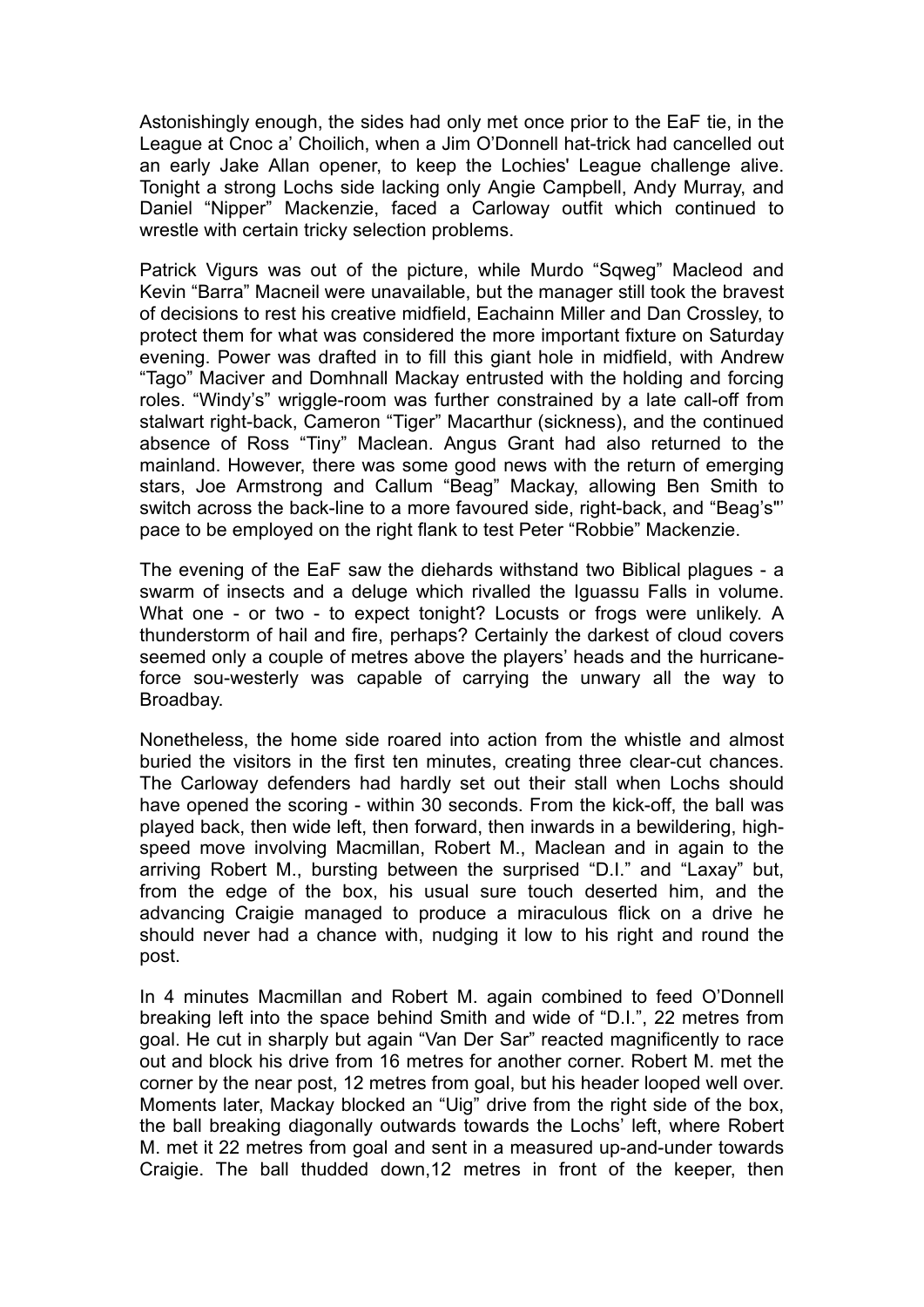Astonishingly enough, the sides had only met once prior to the EaF tie, in the League at Cnoc a' Choilich, when a Jim O'Donnell hat-trick had cancelled out an early Jake Allan opener, to keep the Lochies' League challenge alive. Tonight a strong Lochs side lacking only Angie Campbell, Andy Murray, and Daniel "Nipper" Mackenzie, faced a Carloway outfit which continued to wrestle with certain tricky selection problems.

Patrick Vigurs was out of the picture, while Murdo "Sqweg" Macleod and Kevin "Barra" Macneil were unavailable, but the manager still took the bravest of decisions to rest his creative midfield, Eachainn Miller and Dan Crossley, to protect them for what was considered the more important fixture on Saturday evening. Power was drafted in to fill this giant hole in midfield, with Andrew "Tago" Maciver and Domhnall Mackay entrusted with the holding and forcing roles. "Windy's" wriggle-room was further constrained by a late call-off from stalwart right-back, Cameron "Tiger" Macarthur (sickness), and the continued absence of Ross "Tiny" Maclean. Angus Grant had also returned to the mainland. However, there was some good news with the return of emerging stars, Joe Armstrong and Callum "Beag" Mackay, allowing Ben Smith to switch across the back-line to a more favoured side, right-back, and "Beag's"' pace to be employed on the right flank to test Peter "Robbie" Mackenzie.

The evening of the EaF saw the diehards withstand two Biblical plagues - a swarm of insects and a deluge which rivalled the Iguassu Falls in volume. What one - or two - to expect tonight? Locusts or frogs were unlikely. A thunderstorm of hail and fire, perhaps? Certainly the darkest of cloud covers seemed only a couple of metres above the players' heads and the hurricane-force sou-westerly was capable of carrying the unwary all the way to Broadbay.

Nonetheless, the home side roared into action from the whistle and almost buried the visitors in the first ten minutes, creating three clear-cut chances. The Carloway defenders had hardly set out their stall when Lochs should have opened the scoring - within 30 seconds. From the kick-off, the ball was played back, then wide left, then forward, then inwards in a bewildering, high-speed move involving Macmillan, Robert M., Maclean and in again to the arriving Robert M., bursting between the surprised "D.I." and "Laxay" but, from the edge of the box, his usual sure touch deserted him, and the advancing Craigie managed to produce a miraculous flick on a drive he should never had a chance with, nudging it low to his right and round the post.

In 4 minutes Macmillan and Robert M. again combined to feed O'Donnell breaking left into the space behind Smith and wide of "D.I.", 22 metres from goal. He cut in sharply but again "Van Der Sar" reacted magnificently to race out and block his drive from 16 metres for another corner. Robert M. met the corner by the near post, 12 metres from goal, but his header looped well over. Moments later, Mackay blocked an "Uig" drive from the right side of the box, the ball breaking diagonally outwards towards the Lochs' left, where Robert M. met it 22 metres from goal and sent in a measured up-and-under towards Craigie. The ball thudded down,12 metres in front of the keeper, then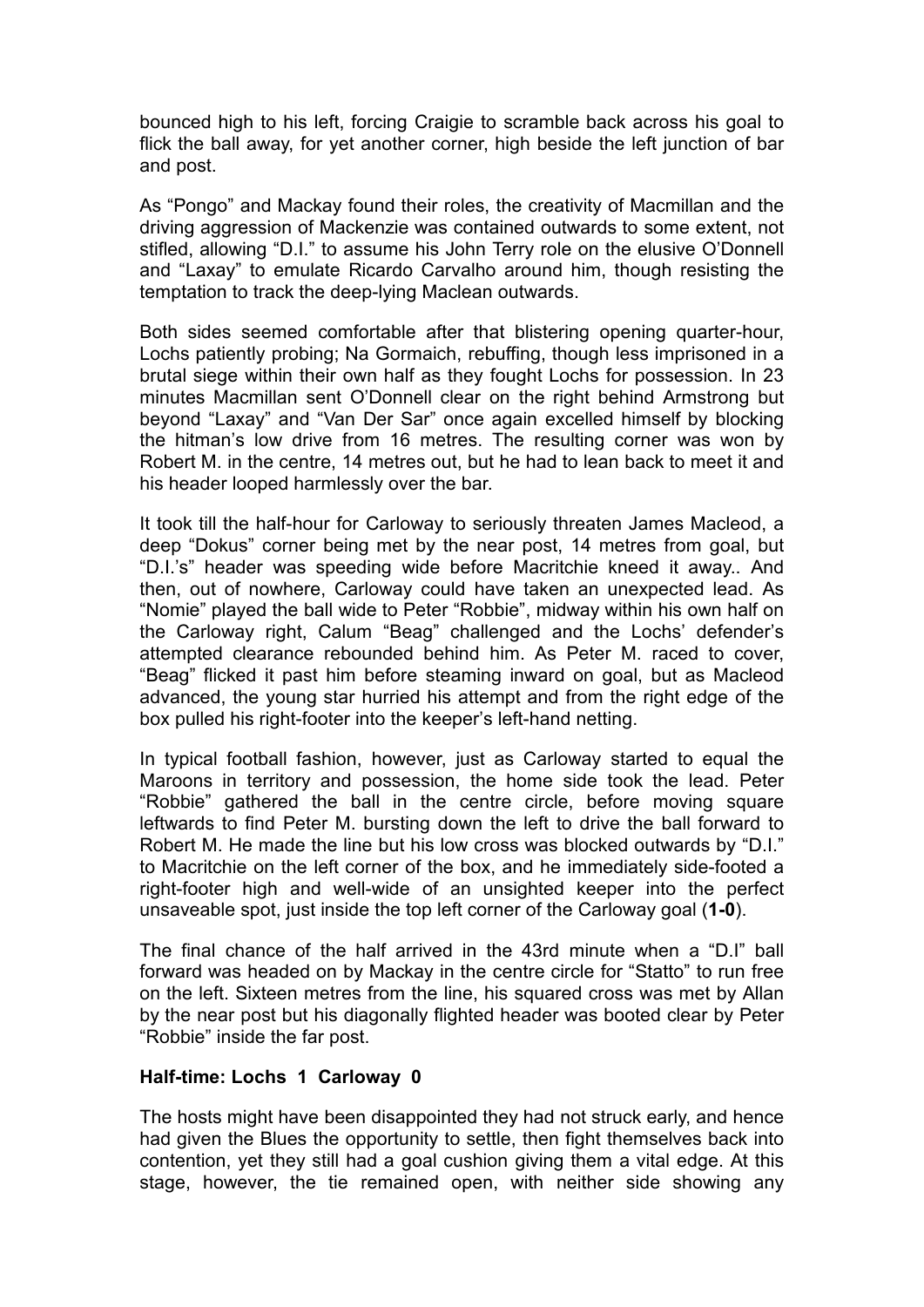bounced high to his left, forcing Craigie to scramble back across his goal to flick the ball away, for yet another corner, high beside the left junction of bar and post.

As “Pongo” and Mackay found their roles, the creativity of Macmillan and the driving aggression of Mackenzie was contained outwards to some extent, not stifled, allowing “D.I.” to assume his John Terry role on the elusive O’Donnell and “Laxay” to emulate Ricardo Carvalho around him, though resisting the temptation to track the deep-lying Maclean outwards.

Both sides seemed comfortable after that blistering opening quarter-hour, Lochs patiently probing; Na Gormaich, rebuffing, though less imprisoned in a brutal siege within their own half as they fought Lochs for possession. In 23 minutes Macmillan sent O’Donnell clear on the right behind Armstrong but beyond “Laxay” and “Van Der Sar” once again excelled himself by blocking the hitman’s low drive from 16 metres. The resulting corner was won by Robert M. in the centre, 14 metres out, but he had to lean back to meet it and his header looped harmlessly over the bar.

It took till the half-hour for Carloway to seriously threaten James Macleod, a deep “Dokus” corner being met by the near post, 14 metres from goal, but “D.I.’s” header was speeding wide before Macritchie kneed it away.. And then, out of nowhere, Carloway could have taken an unexpected lead. As “Nomie” played the ball wide to Peter “Robbie”, midway within his own half on the Carloway right, Calum “Beag” challenged and the Lochs’ defender’s attempted clearance rebounded behind him. As Peter M. raced to cover, “Beag” flicked it past him before steaming inward on goal, but as Macleod advanced, the young star hurried his attempt and from the right edge of the box pulled his right-footer into the keeper’s left-hand netting.

In typical football fashion, however, just as Carloway started to equal the Maroons in territory and possession, the home side took the lead. Peter “Robbie” gathered the ball in the centre circle, before moving square leftwards to find Peter M. bursting down the left to drive the ball forward to Robert M. He made the line but his low cross was blocked outwards by “D.I.” to Macritchie on the left corner of the box, and he immediately side-footed a right-footer high and well-wide of an unsighted keeper into the perfect unsaveable spot, just inside the top left corner of the Carloway goal (**1-0**).

The final chance of the half arrived in the 43rd minute when a “D.I” ball forward was headed on by Mackay in the centre circle for “Statto” to run free on the left. Sixteen metres from the line, his squared cross was met by Allan by the near post but his diagonally flighted header was booted clear by Peter “Robbie” inside the far post.

**Half-time: Lochs 1 Carloway 0**

The hosts might have been disappointed they had not struck early, and hence had given the Blues the opportunity to settle, then fight themselves back into contention, yet they still had a goal cushion giving them a vital edge. At this stage, however, the tie remained open, with neither side showing any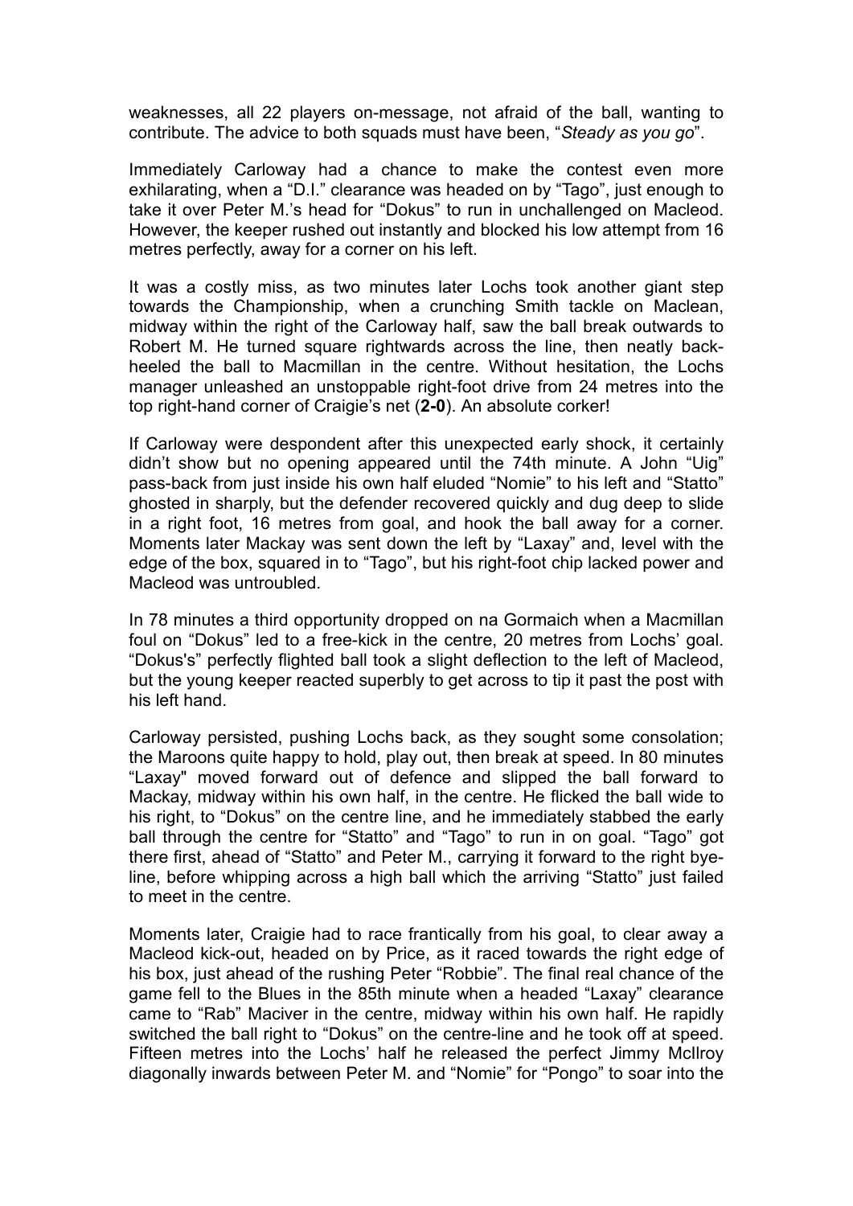weaknesses, all 22 players on-message, not afraid of the ball, wanting to contribute. The advice to both squads must have been, "*Steady as you go*".

Immediately Carloway had a chance to make the contest even more exhilarating, when a "D.I." clearance was headed on by "Tago", just enough to take it over Peter M.'s head for "Dokus" to run in unchallenged on Macleod. However, the keeper rushed out instantly and blocked his low attempt from 16 metres perfectly, away for a corner on his left.

It was a costly miss, as two minutes later Lochs took another giant step towards the Championship, when a crunching Smith tackle on Maclean, midway within the right of the Carloway half, saw the ball break outwards to Robert M. He turned square rightwards across the line, then neatly back-heeled the ball to Macmillan in the centre. Without hesitation, the Lochs manager unleashed an unstoppable right-foot drive from 24 metres into the top right-hand corner of Craigie's net (**2-0**). An absolute corker!

If Carloway were despondent after this unexpected early shock, it certainly didn't show but no opening appeared until the 74th minute. A John "Uig" pass-back from just inside his own half eluded "Nomie" to his left and "Statto" ghosted in sharply, but the defender recovered quickly and dug deep to slide in a right foot, 16 metres from goal, and hook the ball away for a corner. Moments later Mackay was sent down the left by "Laxay" and, level with the edge of the box, squared in to "Tago", but his right-foot chip lacked power and Macleod was untroubled.

In 78 minutes a third opportunity dropped on na Gormaich when a Macmillan foul on "Dokus" led to a free-kick in the centre, 20 metres from Lochs' goal. "Dokus's" perfectly flighted ball took a slight deflection to the left of Macleod, but the young keeper reacted superbly to get across to tip it past the post with his left hand.

Carloway persisted, pushing Lochs back, as they sought some consolation; the Maroons quite happy to hold, play out, then break at speed. In 80 minutes "Laxay" moved forward out of defence and slipped the ball forward to Mackay, midway within his own half, in the centre. He flicked the ball wide to his right, to "Dokus" on the centre line, and he immediately stabbed the early ball through the centre for "Statto" and "Tago" to run in on goal. "Tago" got there first, ahead of "Statto" and Peter M., carrying it forward to the right bye-line, before whipping across a high ball which the arriving "Statto" just failed to meet in the centre.

Moments later, Craigie had to race frantically from his goal, to clear away a Macleod kick-out, headed on by Price, as it raced towards the right edge of his box, just ahead of the rushing Peter "Robbie". The final real chance of the game fell to the Blues in the 85th minute when a headed "Laxay" clearance came to "Rab" Maciver in the centre, midway within his own half. He rapidly switched the ball right to "Dokus" on the centre-line and he took off at speed. Fifteen metres into the Lochs' half he released the perfect Jimmy McIlroy diagonally inwards between Peter M. and "Nomie" for "Pongo" to soar into the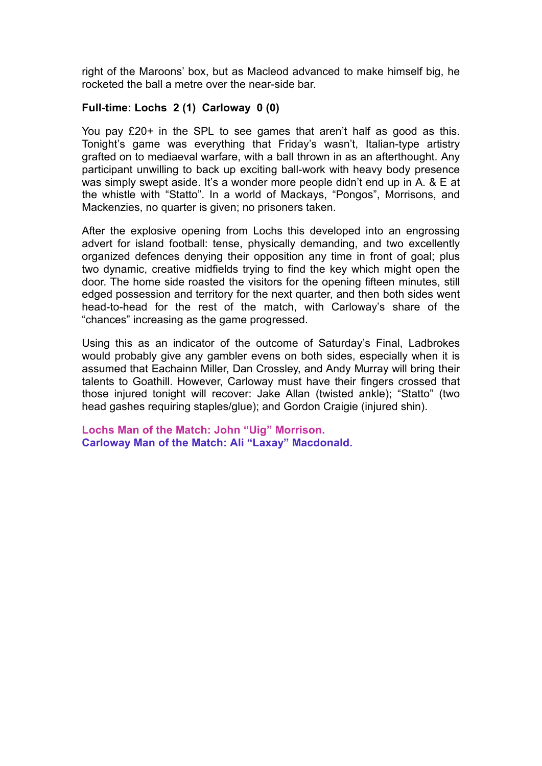right of the Maroons' box, but as Macleod advanced to make himself big, he rocketed the ball a metre over the near-side bar.

**Full-time: Lochs 2 (1) Carloway 0 (0)**

You pay £20+ in the SPL to see games that aren't half as good as this. Tonight's game was everything that Friday's wasn't, Italian-type artistry grafted on to mediaeval warfare, with a ball thrown in as an afterthought. Any participant unwilling to back up exciting ball-work with heavy body presence was simply swept aside. It's a wonder more people didn't end up in A. & E at the whistle with "Statto". In a world of Mackays, "Pongos", Morrisons, and Mackenzies, no quarter is given; no prisoners taken.

After the explosive opening from Lochs this developed into an engrossing advert for island football: tense, physically demanding, and two excellently organized defences denying their opposition any time in front of goal; plus two dynamic, creative midfields trying to find the key which might open the door. The home side roasted the visitors for the opening fifteen minutes, still edged possession and territory for the next quarter, and then both sides went head-to-head for the rest of the match, with Carloway's share of the "chances" increasing as the game progressed.

Using this as an indicator of the outcome of Saturday's Final, Ladbrokes would probably give any gambler evens on both sides, especially when it is assumed that Eachainn Miller, Dan Crossley, and Andy Murray will bring their talents to Goathill. However, Carloway must have their fingers crossed that those injured tonight will recover: Jake Allan (twisted ankle); "Statto" (two head gashes requiring staples/glue); and Gordon Craigie (injured shin).

**Lochs Man of the Match: John "Uig" Morrison.**
**Carloway Man of the Match: Ali "Laxay" Macdonald.**